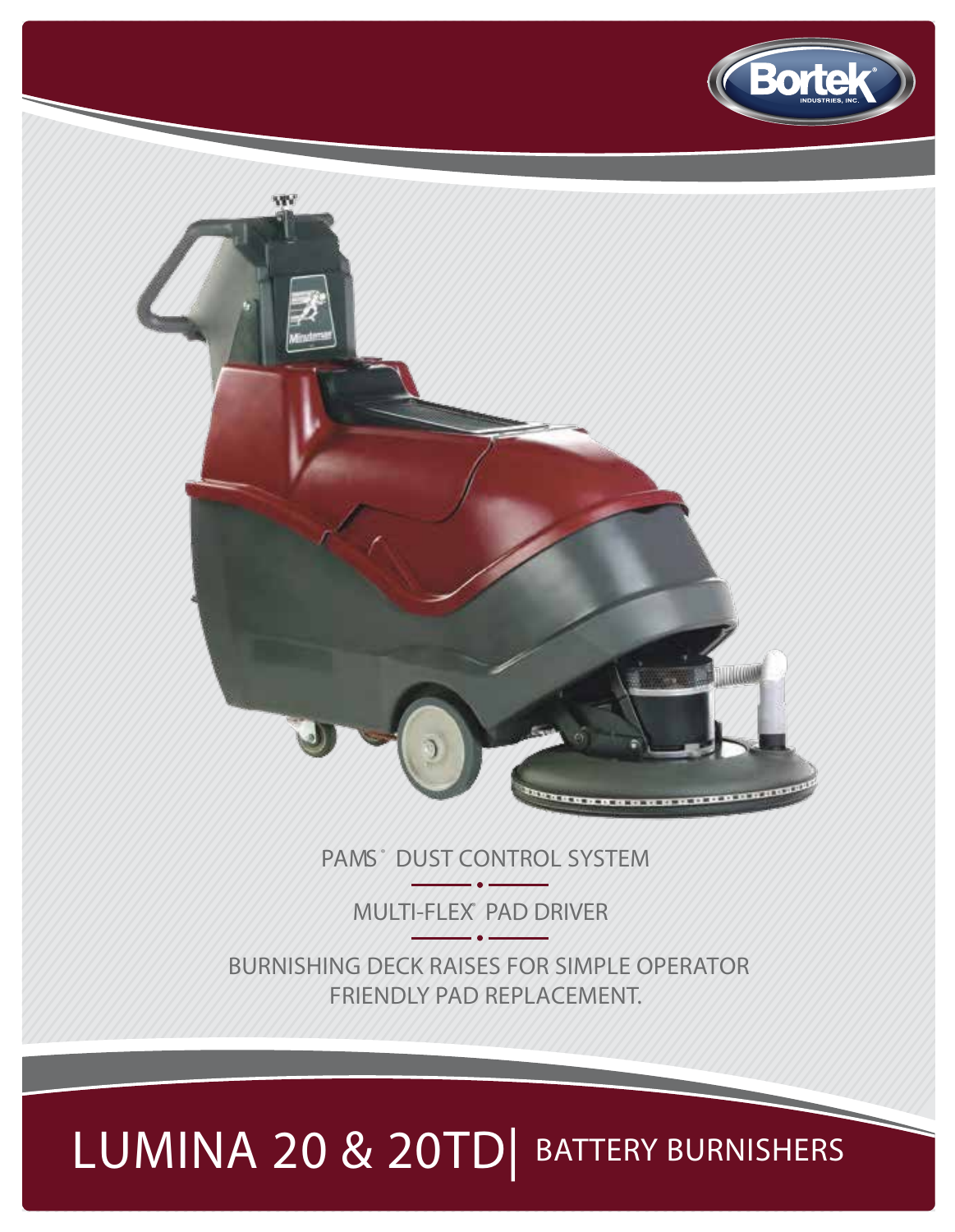PAMS® DUST CONTROL SYSTEM

MULTI-FLEX® PAD DRIVER

BURNISHING DECK RAISES FOR SIMPLE OPERATOR FRIENDLY PAD REPLACEMENT.

# LUMINA 20 & 20TD | BATTERY BURNISHERS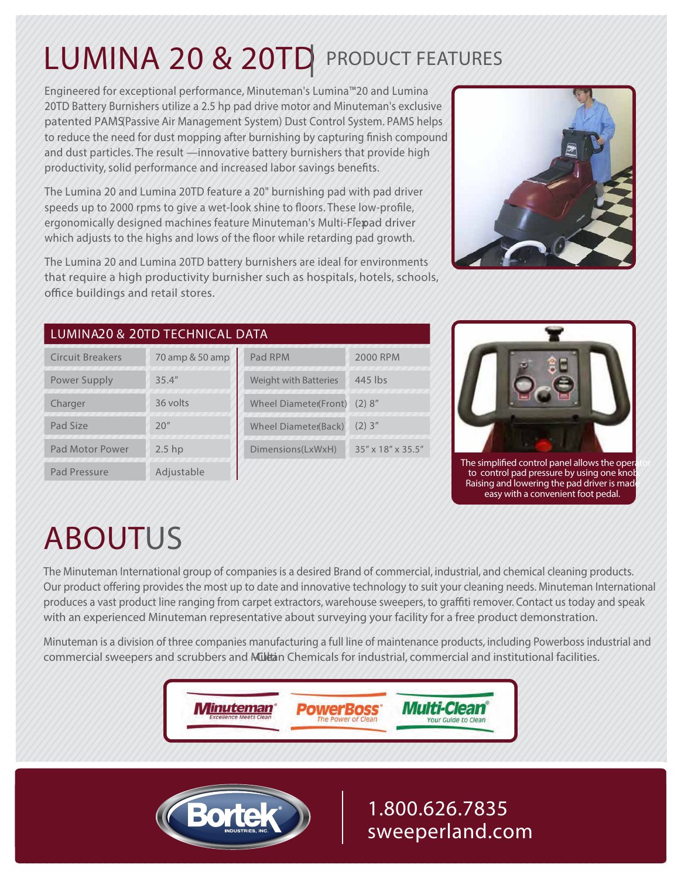# LUMINA 20 & 20TD | PRODUCT FEATURES

Engineered for exceptional performance, Minuteman's Lumina™20 and Lumina 20TD Battery Burnishers utilize a 2.5 hp pad drive motor and Minuteman's exclusive patented PAMS(Passive Air Management System) Dust Control System. PAMS helps to reduce the need for dust mopping after burnishing by capturing finish compound and dust particles. The result —innovative battery burnishers that provide high productivity, solid performance and increased labor savings benefits.

The Lumina 20 and Lumina 20TD feature a 20" burnishing pad with pad driver speeds up to 2000 rpms to give a wet-look shine to floors. These low-profile, ergonomically designed machines feature Minuteman's Multi-Flex pad driver which adjusts to the highs and lows of the floor while retarding pad growth.

The Lumina 20 and Lumina 20TD battery burnishers are ideal for environments that require a high productivity burnisher such as hospitals, hotels, schools, office buildings and retail stores.

## LUMINA20 & 20TD TECHNICAL DATA

| | | | |
|---|---|---|---|
| Circuit Breakers | 70 amp & 50 amp | Pad RPM | 2000 RPM |
| Power Supply | 35.4" | Weight with Batteries | 445 lbs |
| Charger | 36 volts | Wheel Diameter(Front) | (2) 8" |
| Pad Size | 20" | Wheel Diameter(Back) | (2) 3" |
| Pad Motor Power | 2.5 hp | Dimensions(LxWxH) | 35" x 18" x 35.5" |
| Pad Pressure | Adjustable | | |

The simplified control panel allows the operator to control pad pressure by using one knob. Raising and lowering the pad driver is made easy with a convenient foot pedal.

# ABOUTUS

The Minuteman International group of companies is a desired Brand of commercial, industrial, and chemical cleaning products. Our product offering provides the most up to date and innovative technology to suit your cleaning needs. Minuteman International produces a vast product line ranging from carpet extractors, warehouse sweepers, to graffiti remover. Contact us today and speak with an experienced Minuteman representative about surveying your facility for a free product demonstration.

Minuteman is a division of three companies manufacturing a full line of maintenance products, including Powerboss industrial and commercial sweepers and scrubbers and Multi-Clean Chemicals for industrial, commercial and institutional facilities.

Minuteman Excellence Meets Clean | PowerBoss The Power of Clean | Multi-Clean Your Guide to Clean

Bortek Industries, Inc.

1.800.626.7835
sweeperland.com